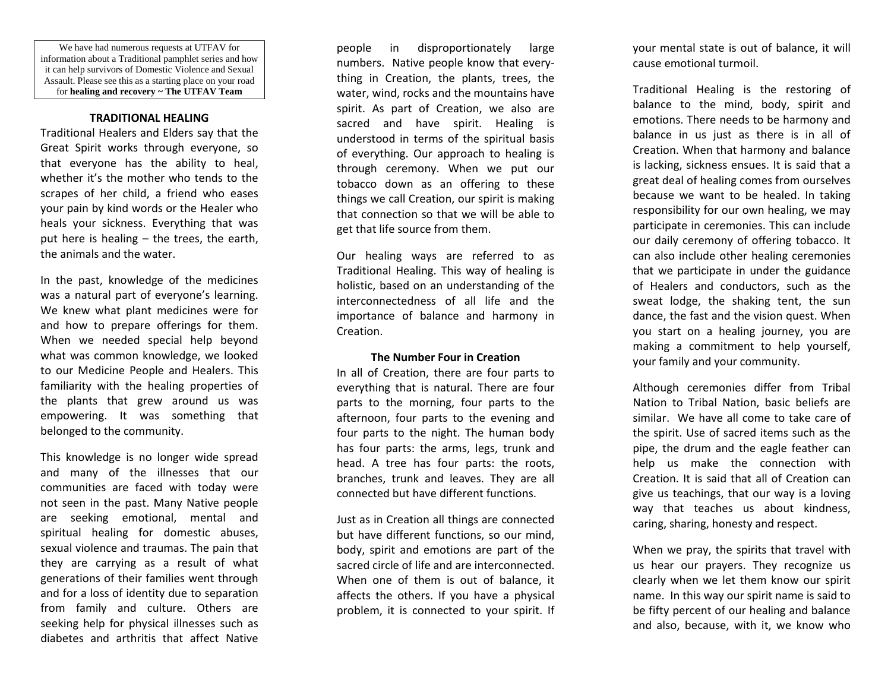> We have had numerous requests at UTFAV for information about a Traditional pamphlet series and how it can help survivors of Domestic Violence and Sexual Assault. Please see this as a starting place on your road for **healing and recovery ~ The UTFAV Team**

## TRADITIONAL HEALING

Traditional Healers and Elders say that the Great Spirit works through everyone, so that everyone has the ability to heal, whether it's the mother who tends to the scrapes of her child, a friend who eases your pain by kind words or the Healer who heals your sickness. Everything that was put here is healing – the trees, the earth, the animals and the water.

In the past, knowledge of the medicines was a natural part of everyone's learning. We knew what plant medicines were for and how to prepare offerings for them. When we needed special help beyond what was common knowledge, we looked to our Medicine People and Healers. This familiarity with the healing properties of the plants that grew around us was empowering. It was something that belonged to the community.

This knowledge is no longer wide spread and many of the illnesses that our communities are faced with today were not seen in the past. Many Native people are seeking emotional, mental and spiritual healing for domestic abuses, sexual violence and traumas. The pain that they are carrying as a result of what generations of their families went through and for a loss of identity due to separation from family and culture. Others are seeking help for physical illnesses such as diabetes and arthritis that affect Native people in disproportionately large numbers. Native people know that everything in Creation, the plants, trees, the water, wind, rocks and the mountains have spirit. As part of Creation, we also are sacred and have spirit. Healing is understood in terms of the spiritual basis of everything. Our approach to healing is through ceremony. When we put our tobacco down as an offering to these things we call Creation, our spirit is making that connection so that we will be able to get that life source from them.

Our healing ways are referred to as Traditional Healing. This way of healing is holistic, based on an understanding of the interconnectedness of all life and the importance of balance and harmony in Creation.

### The Number Four in Creation

In all of Creation, there are four parts to everything that is natural. There are four parts to the morning, four parts to the afternoon, four parts to the evening and four parts to the night. The human body has four parts: the arms, legs, trunk and head. A tree has four parts: the roots, branches, trunk and leaves. They are all connected but have different functions.

Just as in Creation all things are connected but have different functions, so our mind, body, spirit and emotions are part of the sacred circle of life and are interconnected. When one of them is out of balance, it affects the others. If you have a physical problem, it is connected to your spirit. If your mental state is out of balance, it will cause emotional turmoil.

Traditional Healing is the restoring of balance to the mind, body, spirit and emotions. There needs to be harmony and balance in us just as there is in all of Creation. When that harmony and balance is lacking, sickness ensues. It is said that a great deal of healing comes from ourselves because we want to be healed. In taking responsibility for our own healing, we may participate in ceremonies. This can include our daily ceremony of offering tobacco. It can also include other healing ceremonies that we participate in under the guidance of Healers and conductors, such as the sweat lodge, the shaking tent, the sun dance, the fast and the vision quest. When you start on a healing journey, you are making a commitment to help yourself, your family and your community.

Although ceremonies differ from Tribal Nation to Tribal Nation, basic beliefs are similar. We have all come to take care of the spirit. Use of sacred items such as the pipe, the drum and the eagle feather can help us make the connection with Creation. It is said that all of Creation can give us teachings, that our way is a loving way that teaches us about kindness, caring, sharing, honesty and respect.

When we pray, the spirits that travel with us hear our prayers. They recognize us clearly when we let them know our spirit name. In this way our spirit name is said to be fifty percent of our healing and balance and also, because, with it, we know who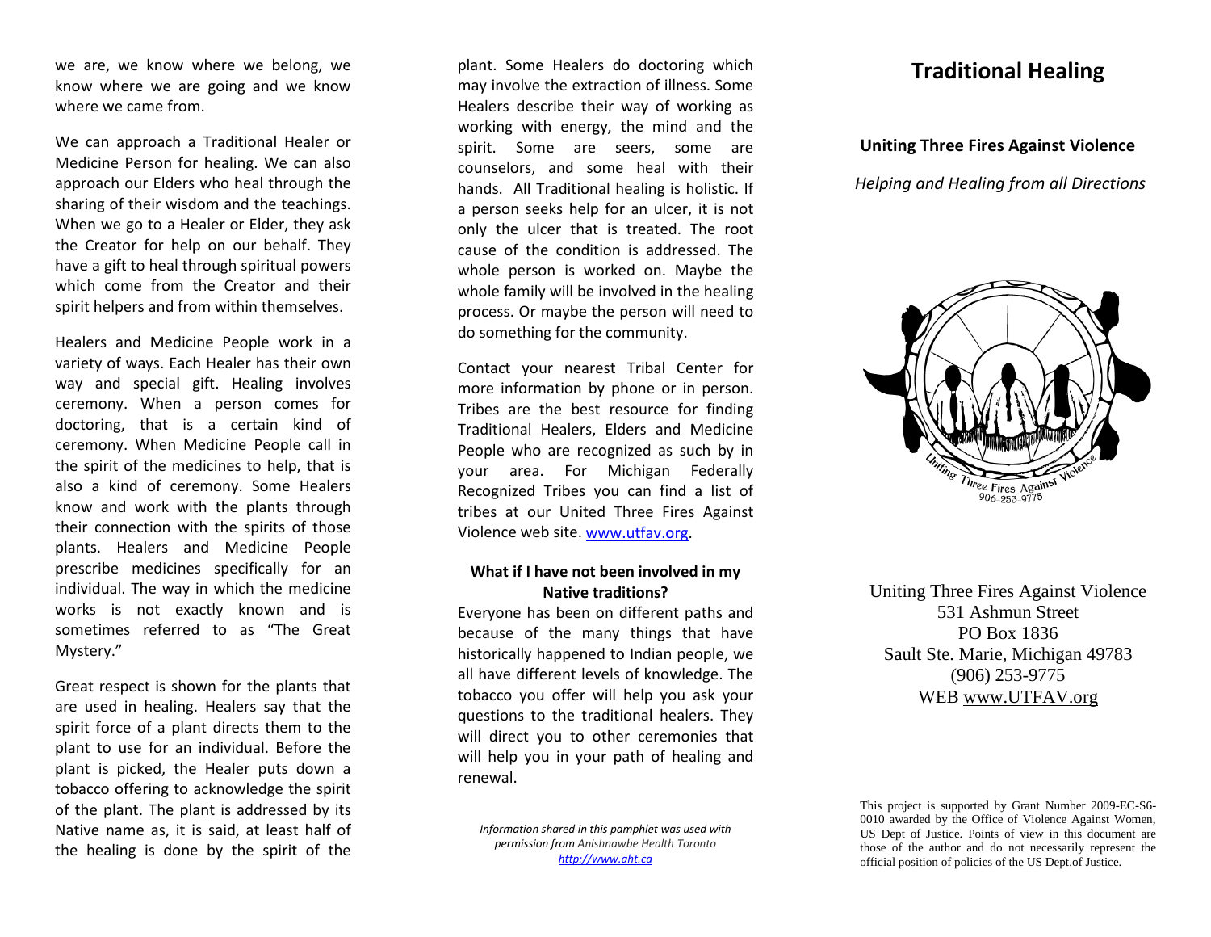we are, we know where we belong, we know where we are going and we know where we came from.

We can approach a Traditional Healer or Medicine Person for healing. We can also approach our Elders who heal through the sharing of their wisdom and the teachings. When we go to a Healer or Elder, they ask the Creator for help on our behalf. They have a gift to heal through spiritual powers which come from the Creator and their spirit helpers and from within themselves.

Healers and Medicine People work in a variety of ways. Each Healer has their own way and special gift. Healing involves ceremony. When a person comes for doctoring, that is a certain kind of ceremony. When Medicine People call in the spirit of the medicines to help, that is also a kind of ceremony. Some Healers know and work with the plants through their connection with the spirits of those plants. Healers and Medicine People prescribe medicines specifically for an individual. The way in which the medicine works is not exactly known and is sometimes referred to as "The Great Mystery."

Great respect is shown for the plants that are used in healing. Healers say that the spirit force of a plant directs them to the plant to use for an individual. Before the plant is picked, the Healer puts down a tobacco offering to acknowledge the spirit of the plant. The plant is addressed by its Native name as, it is said, at least half of the healing is done by the spirit of the plant. Some Healers do doctoring which may involve the extraction of illness. Some Healers describe their way of working as working with energy, the mind and the spirit. Some are seers, some are counselors, and some heal with their hands. All Traditional healing is holistic. If a person seeks help for an ulcer, it is not only the ulcer that is treated. The root cause of the condition is addressed. The whole person is worked on. Maybe the whole family will be involved in the healing process. Or maybe the person will need to do something for the community.

Contact your nearest Tribal Center for more information by phone or in person. Tribes are the best resource for finding Traditional Healers, Elders and Medicine People who are recognized as such by in your area. For Michigan Federally Recognized Tribes you can find a list of tribes at our United Three Fires Against Violence web site. www.utfav.org.

**What if I have not been involved in my Native traditions?**

Everyone has been on different paths and because of the many things that have historically happened to Indian people, we all have different levels of knowledge. The tobacco you offer will help you ask your questions to the traditional healers. They will direct you to other ceremonies that will help you in your path of healing and renewal.

*Information shared in this pamphlet was used with permission from Anishnawbe Health Toronto http://www.aht.ca*

# Traditional Healing

**Uniting Three Fires Against Violence**

*Helping and Healing from all Directions*

Uniting Three Fires Against Violence
906-253-9775

Uniting Three Fires Against Violence
531 Ashmun Street
PO Box 1836
Sault Ste. Marie, Michigan 49783
(906) 253-9775
WEB www.UTFAV.org

This project is supported by Grant Number 2009-EC-S6-0010 awarded by the Office of Violence Against Women, US Dept of Justice. Points of view in this document are those of the author and do not necessarily represent the official position of policies of the US Dept.of Justice.